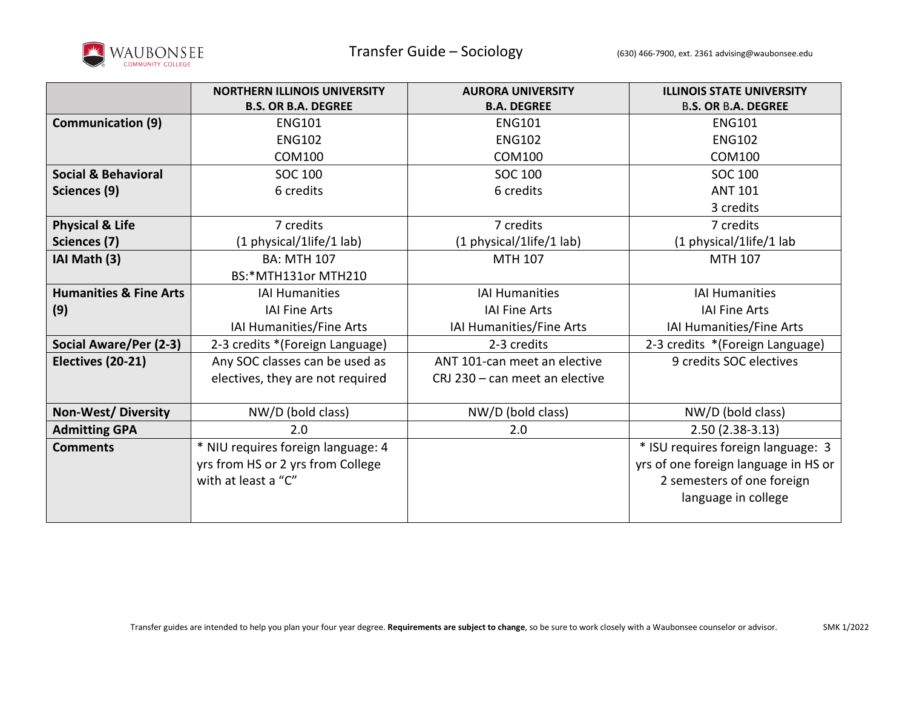# Transfer Guide – Sociology

WAUBONSEE COMMUNITY COLLEGE

(630) 466-7900, ext. 2361 advising@waubonsee.edu

| | NORTHERN ILLINOIS UNIVERSITY B.S. OR B.A. DEGREE | AURORA UNIVERSITY B.A. DEGREE | ILLINOIS STATE UNIVERSITY B.S. OR B.A. DEGREE |
|---|---|---|---|
| **Communication (9)** | ENG101<br>ENG102<br>COM100 | ENG101<br>ENG102<br>COM100 | ENG101<br>ENG102<br>COM100 |
| **Social & Behavioral Sciences (9)** | SOC 100<br>6 credits | SOC 100<br>6 credits | SOC 100<br>ANT 101<br>3 credits |
| **Physical & Life Sciences (7)** | 7 credits<br>(1 physical/1life/1 lab) | 7 credits<br>(1 physical/1life/1 lab) | 7 credits<br>(1 physical/1life/1 lab |
| **IAI Math (3)** | BA: MTH 107<br>BS:*MTH131or MTH210 | MTH 107 | MTH 107 |
| **Humanities & Fine Arts (9)** | IAI Humanities<br>IAI Fine Arts<br>IAI Humanities/Fine Arts | IAI Humanities<br>IAI Fine Arts<br>IAI Humanities/Fine Arts | IAI Humanities<br>IAI Fine Arts<br>IAI Humanities/Fine Arts |
| **Social Aware/Per (2-3)** | 2-3 credits *(Foreign Language) | 2-3 credits | 2-3 credits *(Foreign Language) |
| **Electives (20-21)** | Any SOC classes can be used as electives, they are not required | ANT 101-can meet an elective<br>CRJ 230 – can meet an elective | 9 credits SOC electives |
| **Non-West/ Diversity** | NW/D (bold class) | NW/D (bold class) | NW/D (bold class) |
| **Admitting GPA** | 2.0 | 2.0 | 2.50 (2.38-3.13) |
| **Comments** | * NIU requires foreign language: 4 yrs from HS or 2 yrs from College with at least a "C" | | * ISU requires foreign language: 3 yrs of one foreign language in HS or 2 semesters of one foreign language in college |

Transfer guides are intended to help you plan your four year degree. **Requirements are subject to change**, so be sure to work closely with a Waubonsee counselor or advisor.

SMK 1/2022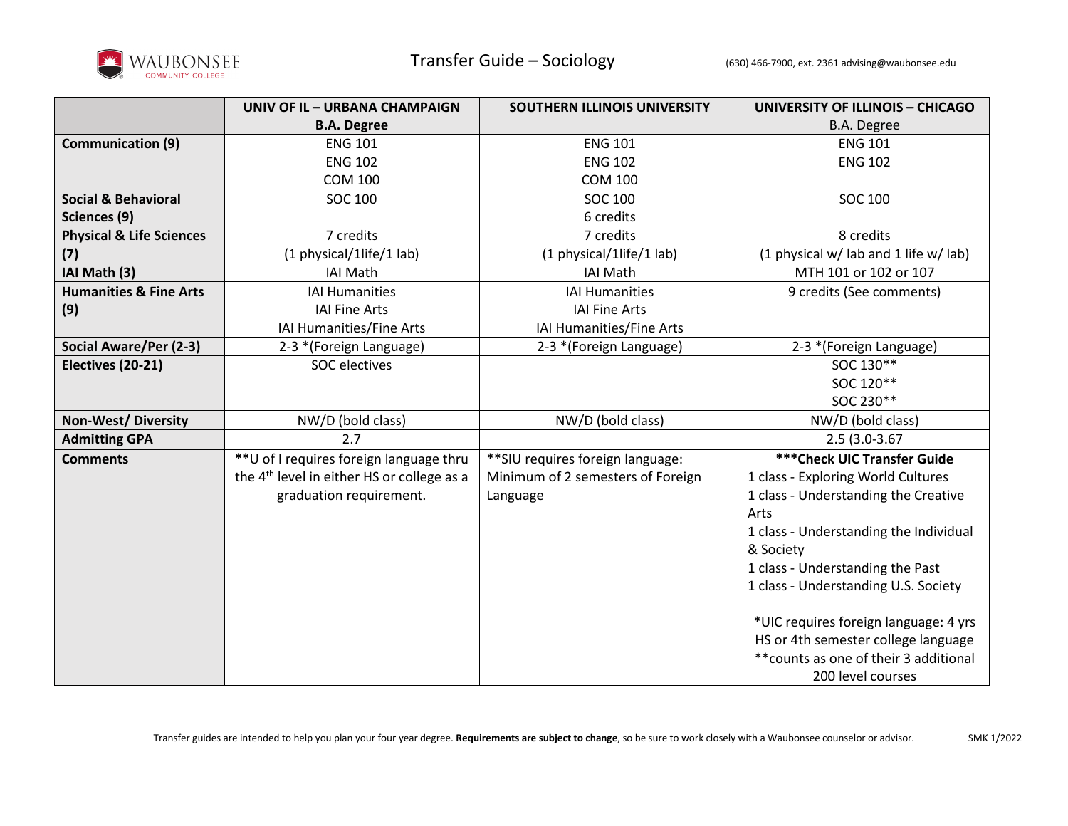# Transfer Guide – Sociology

(630) 466-7900, ext. 2361 advising@waubonsee.edu

| | UNIV OF IL – URBANA CHAMPAIGN B.A. Degree | SOUTHERN ILLINOIS UNIVERSITY | UNIVERSITY OF ILLINOIS – CHICAGO B.A. Degree |
|---|---|---|---|
| **Communication (9)** | ENG 101<br>ENG 102<br>COM 100 | ENG 101<br>ENG 102<br>COM 100 | ENG 101<br>ENG 102 |
| **Social & Behavioral Sciences (9)** | SOC 100 | SOC 100<br>6 credits | SOC 100 |
| **Physical & Life Sciences (7)** | 7 credits<br>(1 physical/1life/1 lab) | 7 credits<br>(1 physical/1life/1 lab) | 8 credits<br>(1 physical w/ lab and 1 life w/ lab) |
| **IAI Math (3)** | IAI Math | IAI Math | MTH 101 or 102 or 107 |
| **Humanities & Fine Arts (9)** | IAI Humanities<br>IAI Fine Arts<br>IAI Humanities/Fine Arts | IAI Humanities<br>IAI Fine Arts<br>IAI Humanities/Fine Arts | 9 credits (See comments) |
| **Social Aware/Per (2-3)** | 2-3 *(Foreign Language) | 2-3 *(Foreign Language) | 2-3 *(Foreign Language) |
| **Electives (20-21)** | SOC electives | | SOC 130**<br>SOC 120**<br>SOC 230** |
| **Non-West/ Diversity** | NW/D (bold class) | NW/D (bold class) | NW/D (bold class) |
| **Admitting GPA** | 2.7 | | 2.5 (3.0-3.67 |
| **Comments** | **U of I requires foreign language thru the 4th level in either HS or college as a graduation requirement. | **SIU requires foreign language: Minimum of 2 semesters of Foreign Language | **\*\*\*Check UIC Transfer Guide**<br>1 class - Exploring World Cultures<br>1 class - Understanding the Creative Arts<br>1 class - Understanding the Individual & Society<br>1 class - Understanding the Past<br>1 class - Understanding U.S. Society<br><br>*UIC requires foreign language: 4 yrs HS or 4th semester college language<br>**counts as one of their 3 additional 200 level courses |

Transfer guides are intended to help you plan your four year degree. **Requirements are subject to change**, so be sure to work closely with a Waubonsee counselor or advisor.

SMK 1/2022